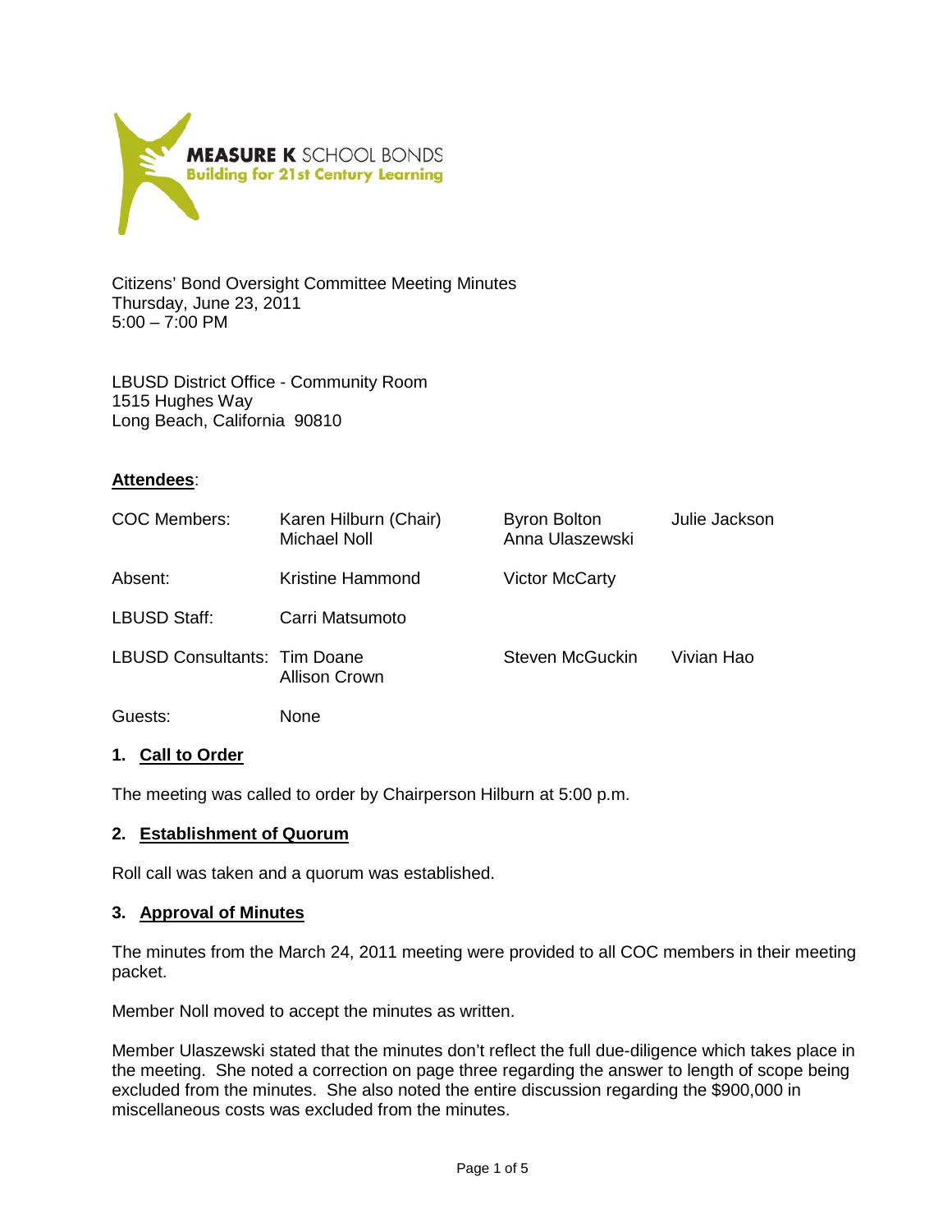**MEASURE K** SCHOOL BONDS
**Building for 21st Century Learning**

Citizens' Bond Oversight Committee Meeting Minutes
Thursday, June 23, 2011
5:00 – 7:00 PM

LBUSD District Office - Community Room
1515 Hughes Way
Long Beach, California 90810

**Attendees**:

| | | | |
|---|---|---|---|
| COC Members: | Karen Hilburn (Chair)<br>Michael Noll | Byron Bolton<br>Anna Ulaszewski | Julie Jackson |
| Absent: | Kristine Hammond | Victor McCarty | |
| LBUSD Staff: | Carri Matsumoto | | |
| LBUSD Consultants: | Tim Doane<br>Allison Crown | Steven McGuckin | Vivian Hao |
| Guests: | None | | |

## 1. Call to Order

The meeting was called to order by Chairperson Hilburn at 5:00 p.m.

## 2. Establishment of Quorum

Roll call was taken and a quorum was established.

## 3. Approval of Minutes

The minutes from the March 24, 2011 meeting were provided to all COC members in their meeting packet.

Member Noll moved to accept the minutes as written.

Member Ulaszewski stated that the minutes don't reflect the full due-diligence which takes place in the meeting. She noted a correction on page three regarding the answer to length of scope being excluded from the minutes. She also noted the entire discussion regarding the $900,000 in miscellaneous costs was excluded from the minutes.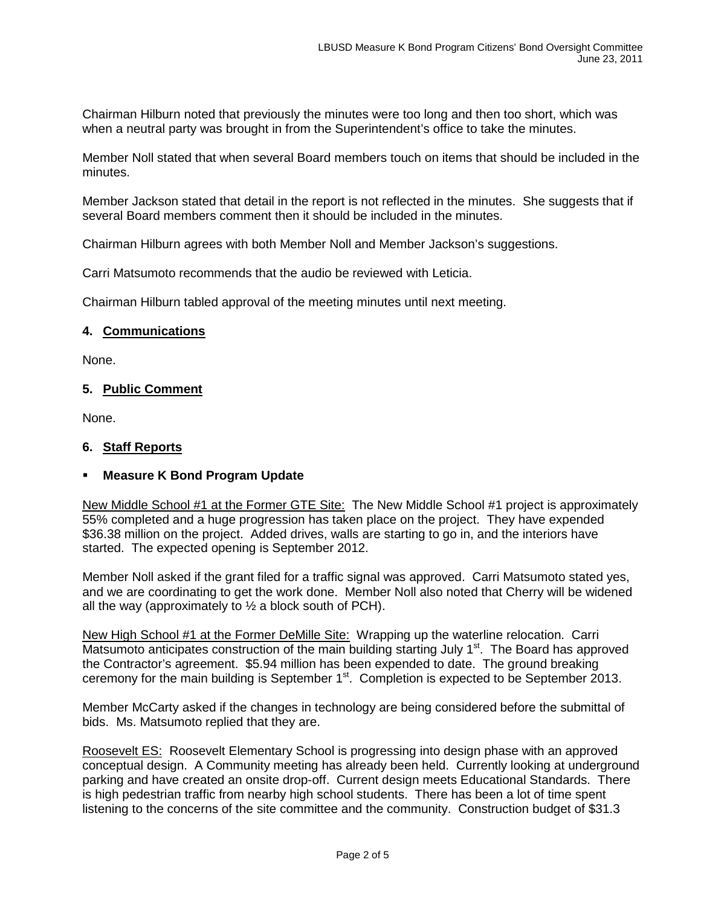Chairman Hilburn noted that previously the minutes were too long and then too short, which was when a neutral party was brought in from the Superintendent's office to take the minutes.

Member Noll stated that when several Board members touch on items that should be included in the minutes.

Member Jackson stated that detail in the report is not reflected in the minutes. She suggests that if several Board members comment then it should be included in the minutes.

Chairman Hilburn agrees with both Member Noll and Member Jackson's suggestions.

Carri Matsumoto recommends that the audio be reviewed with Leticia.

Chairman Hilburn tabled approval of the meeting minutes until next meeting.

**4. Communications**

None.

**5. Public Comment**

None.

**6. Staff Reports**

- **Measure K Bond Program Update**

New Middle School #1 at the Former GTE Site: The New Middle School #1 project is approximately 55% completed and a huge progression has taken place on the project. They have expended $36.38 million on the project. Added drives, walls are starting to go in, and the interiors have started. The expected opening is September 2012.

Member Noll asked if the grant filed for a traffic signal was approved. Carri Matsumoto stated yes, and we are coordinating to get the work done. Member Noll also noted that Cherry will be widened all the way (approximately to ½ a block south of PCH).

New High School #1 at the Former DeMille Site: Wrapping up the waterline relocation. Carri Matsumoto anticipates construction of the main building starting July 1st. The Board has approved the Contractor's agreement. $5.94 million has been expended to date. The ground breaking ceremony for the main building is September 1st. Completion is expected to be September 2013.

Member McCarty asked if the changes in technology are being considered before the submittal of bids. Ms. Matsumoto replied that they are.

Roosevelt ES: Roosevelt Elementary School is progressing into design phase with an approved conceptual design. A Community meeting has already been held. Currently looking at underground parking and have created an onsite drop-off. Current design meets Educational Standards. There is high pedestrian traffic from nearby high school students. There has been a lot of time spent listening to the concerns of the site committee and the community. Construction budget of $31.3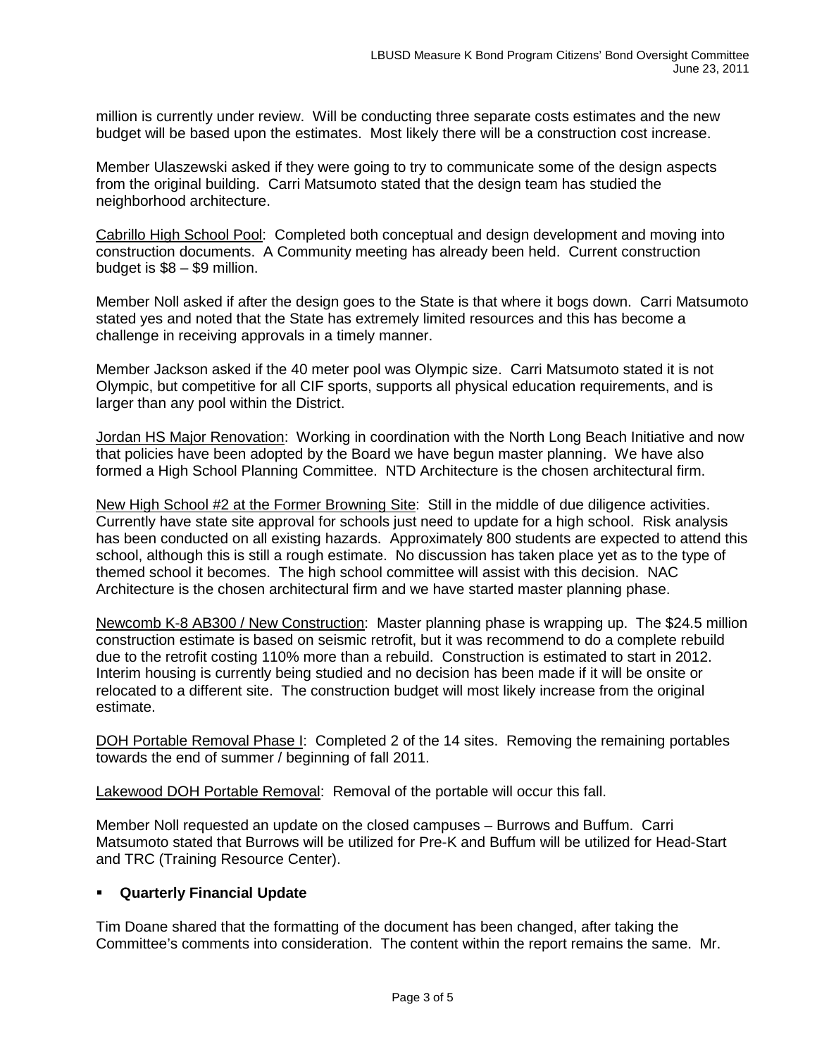million is currently under review. Will be conducting three separate costs estimates and the new budget will be based upon the estimates. Most likely there will be a construction cost increase.

Member Ulaszewski asked if they were going to try to communicate some of the design aspects from the original building. Carri Matsumoto stated that the design team has studied the neighborhood architecture.

Cabrillo High School Pool: Completed both conceptual and design development and moving into construction documents. A Community meeting has already been held. Current construction budget is $8 – $9 million.

Member Noll asked if after the design goes to the State is that where it bogs down. Carri Matsumoto stated yes and noted that the State has extremely limited resources and this has become a challenge in receiving approvals in a timely manner.

Member Jackson asked if the 40 meter pool was Olympic size. Carri Matsumoto stated it is not Olympic, but competitive for all CIF sports, supports all physical education requirements, and is larger than any pool within the District.

Jordan HS Major Renovation: Working in coordination with the North Long Beach Initiative and now that policies have been adopted by the Board we have begun master planning. We have also formed a High School Planning Committee. NTD Architecture is the chosen architectural firm.

New High School #2 at the Former Browning Site: Still in the middle of due diligence activities. Currently have state site approval for schools just need to update for a high school. Risk analysis has been conducted on all existing hazards. Approximately 800 students are expected to attend this school, although this is still a rough estimate. No discussion has taken place yet as to the type of themed school it becomes. The high school committee will assist with this decision. NAC Architecture is the chosen architectural firm and we have started master planning phase.

Newcomb K-8 AB300 / New Construction: Master planning phase is wrapping up. The $24.5 million construction estimate is based on seismic retrofit, but it was recommend to do a complete rebuild due to the retrofit costing 110% more than a rebuild. Construction is estimated to start in 2012. Interim housing is currently being studied and no decision has been made if it will be onsite or relocated to a different site. The construction budget will most likely increase from the original estimate.

DOH Portable Removal Phase I: Completed 2 of the 14 sites. Removing the remaining portables towards the end of summer / beginning of fall 2011.

Lakewood DOH Portable Removal: Removal of the portable will occur this fall.

Member Noll requested an update on the closed campuses – Burrows and Buffum. Carri Matsumoto stated that Burrows will be utilized for Pre-K and Buffum will be utilized for Head-Start and TRC (Training Resource Center).

- **Quarterly Financial Update**

Tim Doane shared that the formatting of the document has been changed, after taking the Committee's comments into consideration. The content within the report remains the same. Mr.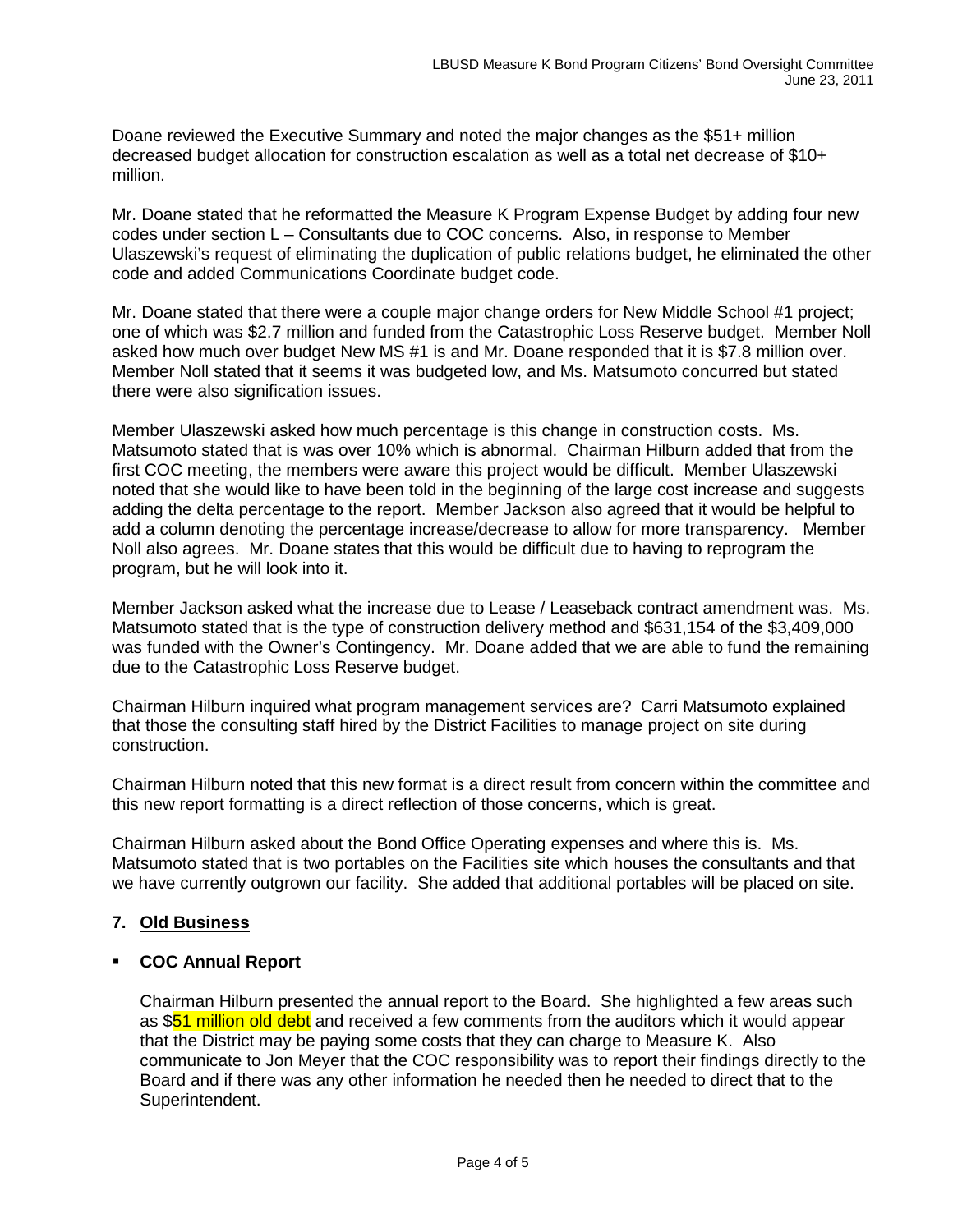Doane reviewed the Executive Summary and noted the major changes as the $51+ million decreased budget allocation for construction escalation as well as a total net decrease of $10+ million.

Mr. Doane stated that he reformatted the Measure K Program Expense Budget by adding four new codes under section L – Consultants due to COC concerns. Also, in response to Member Ulaszewski's request of eliminating the duplication of public relations budget, he eliminated the other code and added Communications Coordinate budget code.

Mr. Doane stated that there were a couple major change orders for New Middle School #1 project; one of which was $2.7 million and funded from the Catastrophic Loss Reserve budget. Member Noll asked how much over budget New MS #1 is and Mr. Doane responded that it is $7.8 million over. Member Noll stated that it seems it was budgeted low, and Ms. Matsumoto concurred but stated there were also signification issues.

Member Ulaszewski asked how much percentage is this change in construction costs. Ms. Matsumoto stated that is was over 10% which is abnormal. Chairman Hilburn added that from the first COC meeting, the members were aware this project would be difficult. Member Ulaszewski noted that she would like to have been told in the beginning of the large cost increase and suggests adding the delta percentage to the report. Member Jackson also agreed that it would be helpful to add a column denoting the percentage increase/decrease to allow for more transparency. Member Noll also agrees. Mr. Doane states that this would be difficult due to having to reprogram the program, but he will look into it.

Member Jackson asked what the increase due to Lease / Leaseback contract amendment was. Ms. Matsumoto stated that is the type of construction delivery method and $631,154 of the $3,409,000 was funded with the Owner's Contingency. Mr. Doane added that we are able to fund the remaining due to the Catastrophic Loss Reserve budget.

Chairman Hilburn inquired what program management services are? Carri Matsumoto explained that those the consulting staff hired by the District Facilities to manage project on site during construction.

Chairman Hilburn noted that this new format is a direct result from concern within the committee and this new report formatting is a direct reflection of those concerns, which is great.

Chairman Hilburn asked about the Bond Office Operating expenses and where this is. Ms. Matsumoto stated that is two portables on the Facilities site which houses the consultants and that we have currently outgrown our facility. She added that additional portables will be placed on site.

## 7. Old Business

- **COC Annual Report**

  Chairman Hilburn presented the annual report to the Board. She highlighted a few areas such as $51 million old debt and received a few comments from the auditors which it would appear that the District may be paying some costs that they can charge to Measure K. Also communicate to Jon Meyer that the COC responsibility was to report their findings directly to the Board and if there was any other information he needed then he needed to direct that to the Superintendent.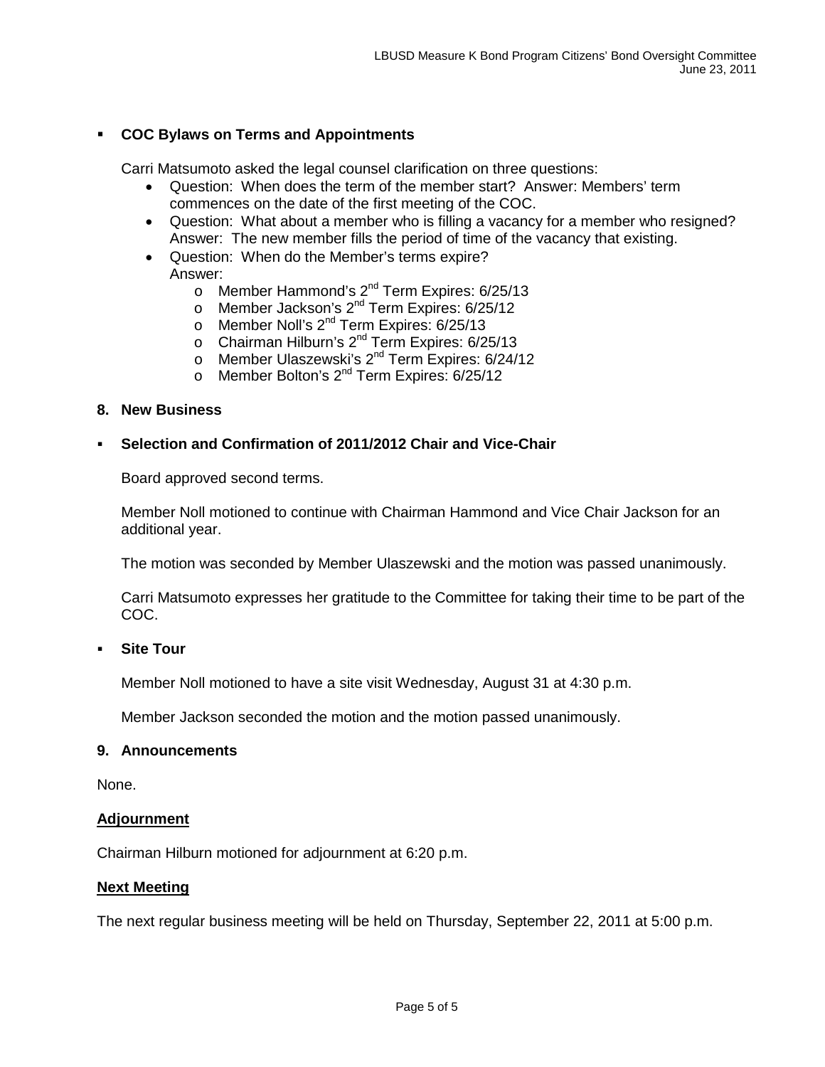- **COC Bylaws on Terms and Appointments**

  Carri Matsumoto asked the legal counsel clarification on three questions:

  - Question: When does the term of the member start? Answer: Members' term commences on the date of the first meeting of the COC.
  - Question: What about a member who is filling a vacancy for a member who resigned? Answer: The new member fills the period of time of the vacancy that existing.
  - Question: When do the Member's terms expire?
    Answer:
    - Member Hammond's 2nd Term Expires: 6/25/13
    - Member Jackson's 2nd Term Expires: 6/25/12
    - Member Noll's 2nd Term Expires: 6/25/13
    - Chairman Hilburn's 2nd Term Expires: 6/25/13
    - Member Ulaszewski's 2nd Term Expires: 6/24/12
    - Member Bolton's 2nd Term Expires: 6/25/12

## 8. New Business

- **Selection and Confirmation of 2011/2012 Chair and Vice-Chair**

  Board approved second terms.

  Member Noll motioned to continue with Chairman Hammond and Vice Chair Jackson for an additional year.

  The motion was seconded by Member Ulaszewski and the motion was passed unanimously.

  Carri Matsumoto expresses her gratitude to the Committee for taking their time to be part of the COC.

- **Site Tour**

  Member Noll motioned to have a site visit Wednesday, August 31 at 4:30 p.m.

  Member Jackson seconded the motion and the motion passed unanimously.

## 9. Announcements

None.

**Adjournment**

Chairman Hilburn motioned for adjournment at 6:20 p.m.

**Next Meeting**

The next regular business meeting will be held on Thursday, September 22, 2011 at 5:00 p.m.